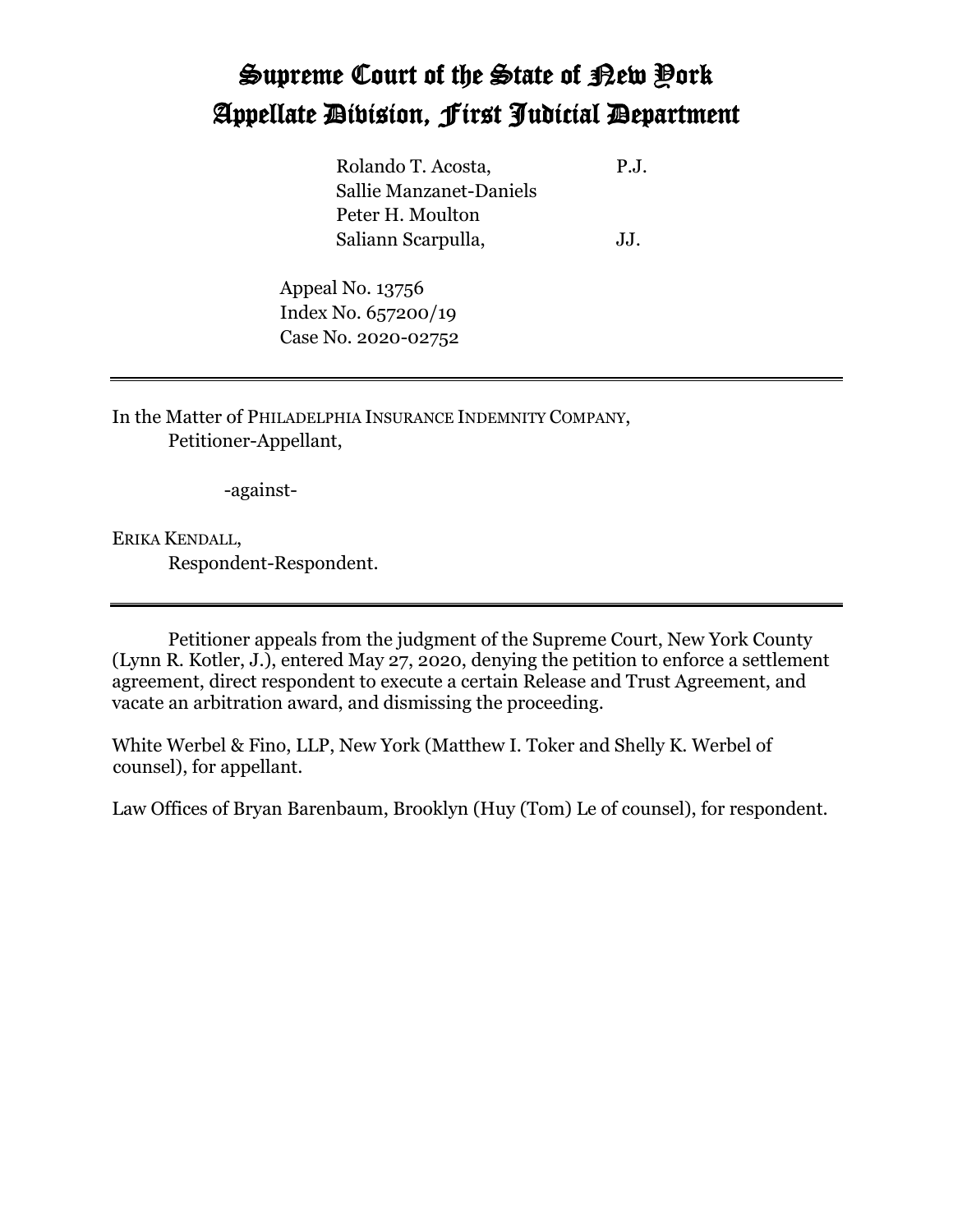# Supreme Court of the State of New York
# Appellate Division, First Judicial Department

Rolando T. Acosta, P.J.
Sallie Manzanet-Daniels
Peter H. Moulton
Saliann Scarpulla, JJ.

Appeal No. 13756
Index No. 657200/19
Case No. 2020-02752

---

In the Matter of PHILADELPHIA INSURANCE INDEMNITY COMPANY,
Petitioner-Appellant,

-against-

ERIKA KENDALL,
Respondent-Respondent.

---

Petitioner appeals from the judgment of the Supreme Court, New York County (Lynn R. Kotler, J.), entered May 27, 2020, denying the petition to enforce a settlement agreement, direct respondent to execute a certain Release and Trust Agreement, and vacate an arbitration award, and dismissing the proceeding.

White Werbel & Fino, LLP, New York (Matthew I. Toker and Shelly K. Werbel of counsel), for appellant.

Law Offices of Bryan Barenbaum, Brooklyn (Huy (Tom) Le of counsel), for respondent.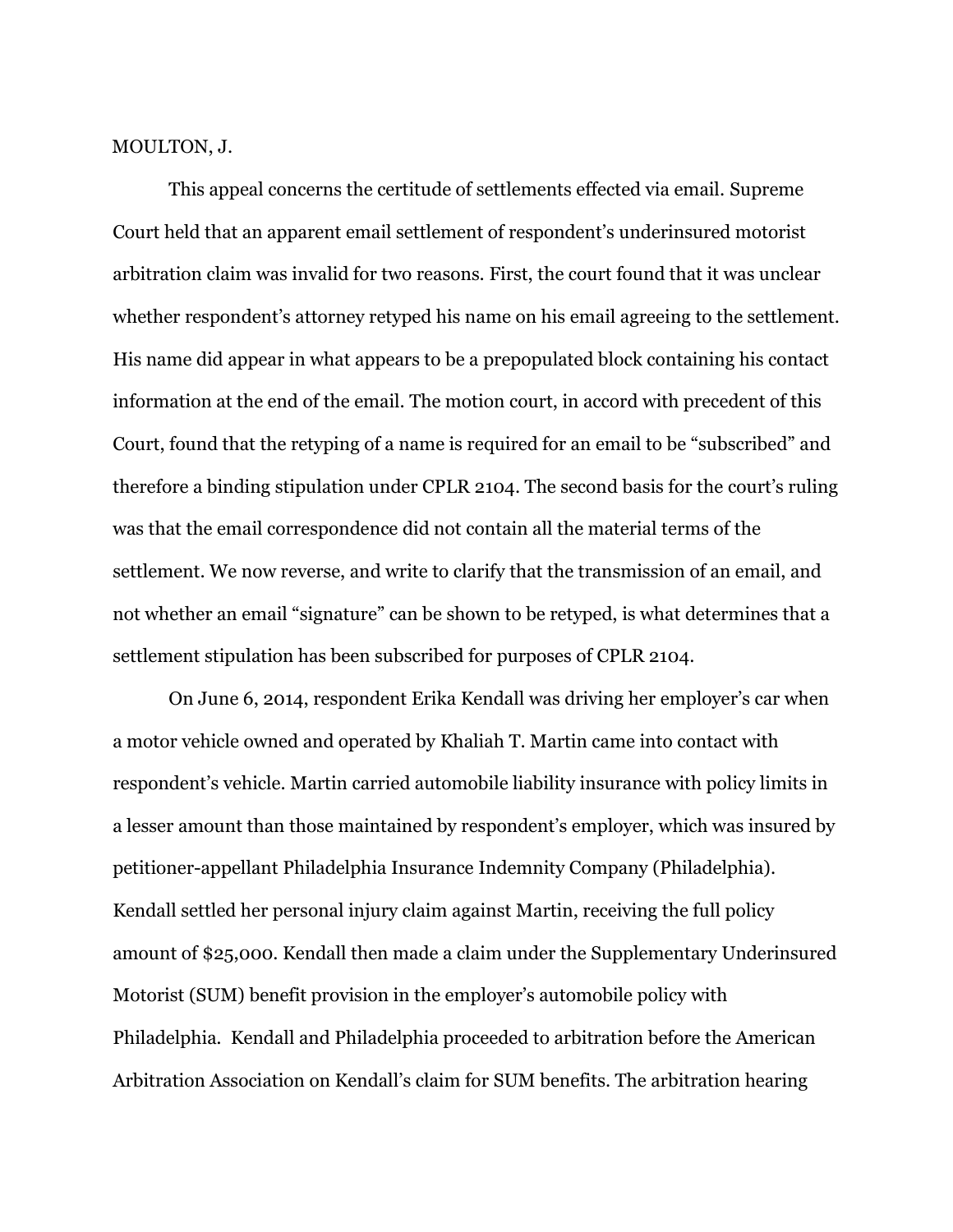MOULTON, J.

This appeal concerns the certitude of settlements effected via email. Supreme Court held that an apparent email settlement of respondent's underinsured motorist arbitration claim was invalid for two reasons. First, the court found that it was unclear whether respondent's attorney retyped his name on his email agreeing to the settlement. His name did appear in what appears to be a prepopulated block containing his contact information at the end of the email. The motion court, in accord with precedent of this Court, found that the retyping of a name is required for an email to be "subscribed" and therefore a binding stipulation under CPLR 2104. The second basis for the court's ruling was that the email correspondence did not contain all the material terms of the settlement. We now reverse, and write to clarify that the transmission of an email, and not whether an email "signature" can be shown to be retyped, is what determines that a settlement stipulation has been subscribed for purposes of CPLR 2104.

On June 6, 2014, respondent Erika Kendall was driving her employer's car when a motor vehicle owned and operated by Khaliah T. Martin came into contact with respondent's vehicle. Martin carried automobile liability insurance with policy limits in a lesser amount than those maintained by respondent's employer, which was insured by petitioner-appellant Philadelphia Insurance Indemnity Company (Philadelphia). Kendall settled her personal injury claim against Martin, receiving the full policy amount of $25,000. Kendall then made a claim under the Supplementary Underinsured Motorist (SUM) benefit provision in the employer's automobile policy with Philadelphia. Kendall and Philadelphia proceeded to arbitration before the American Arbitration Association on Kendall's claim for SUM benefits. The arbitration hearing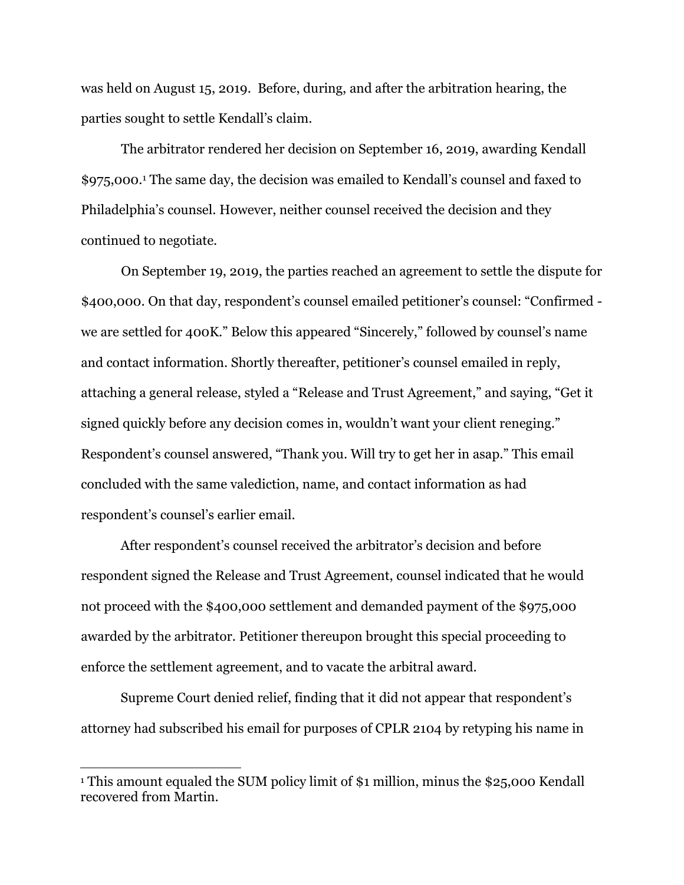was held on August 15, 2019. Before, during, and after the arbitration hearing, the parties sought to settle Kendall's claim.

The arbitrator rendered her decision on September 16, 2019, awarding Kendall $975,000.[1] The same day, the decision was emailed to Kendall's counsel and faxed to Philadelphia's counsel. However, neither counsel received the decision and they continued to negotiate.

On September 19, 2019, the parties reached an agreement to settle the dispute for $400,000. On that day, respondent's counsel emailed petitioner's counsel: "Confirmed - we are settled for 400K." Below this appeared "Sincerely," followed by counsel's name and contact information. Shortly thereafter, petitioner's counsel emailed in reply, attaching a general release, styled a "Release and Trust Agreement," and saying, "Get it signed quickly before any decision comes in, wouldn't want your client reneging." Respondent's counsel answered, "Thank you. Will try to get her in asap." This email concluded with the same valediction, name, and contact information as had respondent's counsel's earlier email.

After respondent's counsel received the arbitrator's decision and before respondent signed the Release and Trust Agreement, counsel indicated that he would not proceed with the $400,000 settlement and demanded payment of the $975,000 awarded by the arbitrator. Petitioner thereupon brought this special proceeding to enforce the settlement agreement, and to vacate the arbitral award.

Supreme Court denied relief, finding that it did not appear that respondent's attorney had subscribed his email for purposes of CPLR 2104 by retyping his name in

[1] This amount equaled the SUM policy limit of $1 million, minus the $25,000 Kendall recovered from Martin.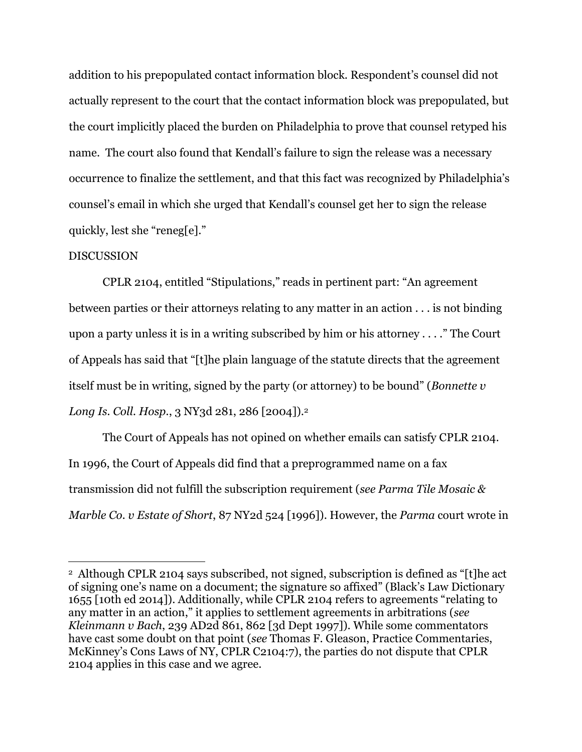addition to his prepopulated contact information block. Respondent's counsel did not actually represent to the court that the contact information block was prepopulated, but the court implicitly placed the burden on Philadelphia to prove that counsel retyped his name. The court also found that Kendall's failure to sign the release was a necessary occurrence to finalize the settlement, and that this fact was recognized by Philadelphia's counsel's email in which she urged that Kendall's counsel get her to sign the release quickly, lest she "reneg[e]."

DISCUSSION

CPLR 2104, entitled "Stipulations," reads in pertinent part: "An agreement between parties or their attorneys relating to any matter in an action . . . is not binding upon a party unless it is in a writing subscribed by him or his attorney . . . ." The Court of Appeals has said that "[t]he plain language of the statute directs that the agreement itself must be in writing, signed by the party (or attorney) to be bound" (*Bonnette v Long Is. Coll. Hosp.*, 3 NY3d 281, 286 [2004]).[2]

The Court of Appeals has not opined on whether emails can satisfy CPLR 2104. In 1996, the Court of Appeals did find that a preprogrammed name on a fax transmission did not fulfill the subscription requirement (*see Parma Tile Mosaic & Marble Co. v Estate of Short*, 87 NY2d 524 [1996]). However, the *Parma* court wrote in

[2] Although CPLR 2104 says subscribed, not signed, subscription is defined as "[t]he act of signing one's name on a document; the signature so affixed" (Black's Law Dictionary 1655 [10th ed 2014]). Additionally, while CPLR 2104 refers to agreements "relating to any matter in an action," it applies to settlement agreements in arbitrations (*see Kleinmann v Bach*, 239 AD2d 861, 862 [3d Dept 1997]). While some commentators have cast some doubt on that point (*see* Thomas F. Gleason, Practice Commentaries, McKinney's Cons Laws of NY, CPLR C2104:7), the parties do not dispute that CPLR 2104 applies in this case and we agree.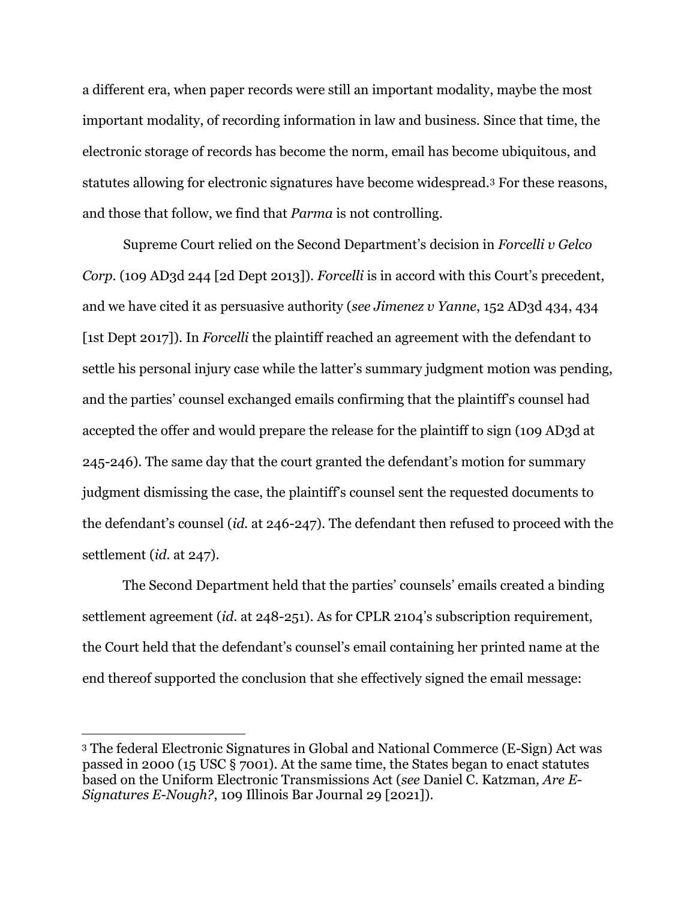a different era, when paper records were still an important modality, maybe the most important modality, of recording information in law and business. Since that time, the electronic storage of records has become the norm, email has become ubiquitous, and statutes allowing for electronic signatures have become widespread.[3] For these reasons, and those that follow, we find that *Parma* is not controlling.

Supreme Court relied on the Second Department's decision in *Forcelli v Gelco Corp.* (109 AD3d 244 [2d Dept 2013]). *Forcelli* is in accord with this Court's precedent, and we have cited it as persuasive authority (*see Jimenez v Yanne*, 152 AD3d 434, 434 [1st Dept 2017]). In *Forcelli* the plaintiff reached an agreement with the defendant to settle his personal injury case while the latter's summary judgment motion was pending, and the parties' counsel exchanged emails confirming that the plaintiff's counsel had accepted the offer and would prepare the release for the plaintiff to sign (109 AD3d at 245-246). The same day that the court granted the defendant's motion for summary judgment dismissing the case, the plaintiff's counsel sent the requested documents to the defendant's counsel (*id.* at 246-247). The defendant then refused to proceed with the settlement (*id.* at 247).

The Second Department held that the parties' counsels' emails created a binding settlement agreement (*id.* at 248-251). As for CPLR 2104's subscription requirement, the Court held that the defendant's counsel's email containing her printed name at the end thereof supported the conclusion that she effectively signed the email message:

---

[3] The federal Electronic Signatures in Global and National Commerce (E-Sign) Act was passed in 2000 (15 USC § 7001). At the same time, the States began to enact statutes based on the Uniform Electronic Transmissions Act (*see* Daniel C. Katzman*, Are E-Signatures E-Nough?*, 109 Illinois Bar Journal 29 [2021]).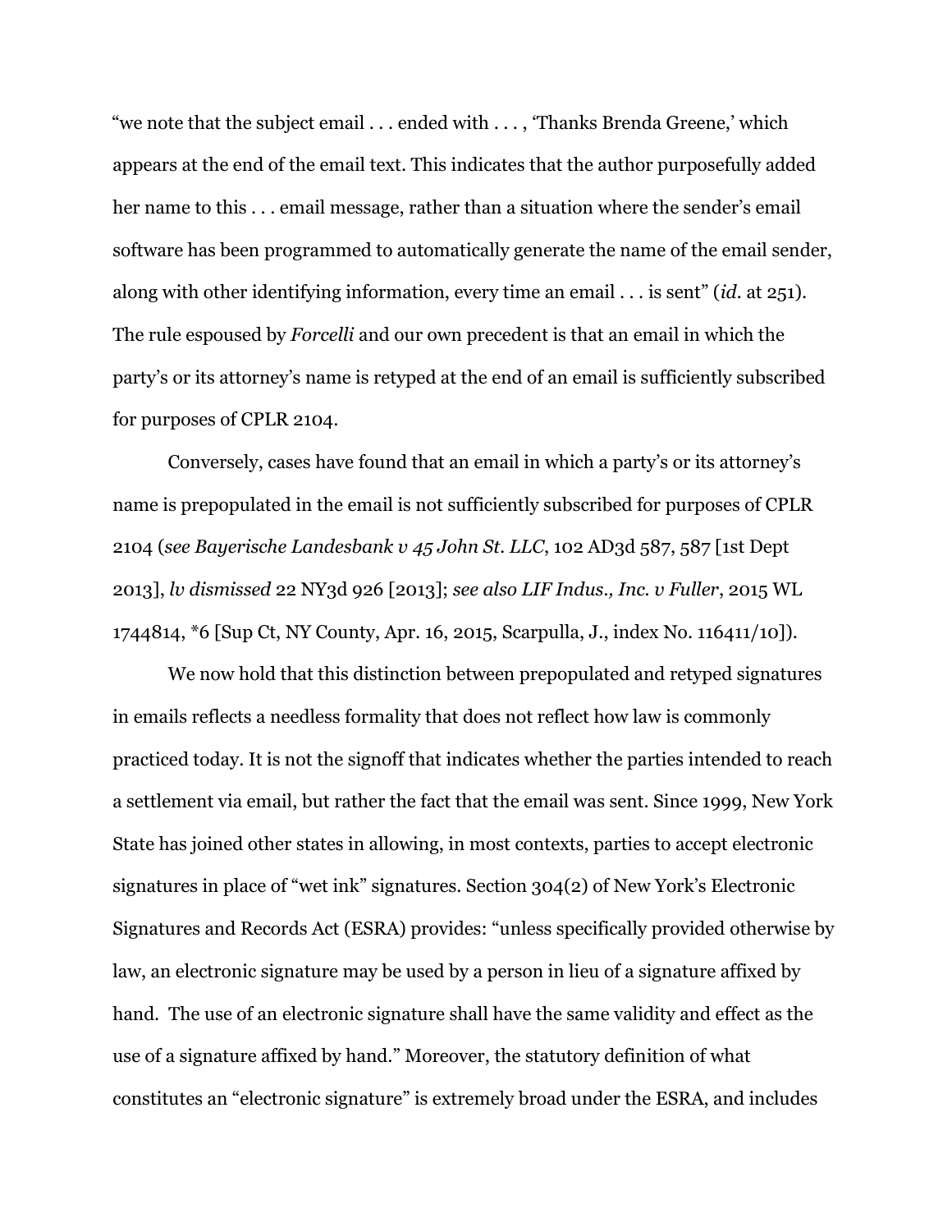"we note that the subject email . . . ended with . . . , 'Thanks Brenda Greene,' which appears at the end of the email text. This indicates that the author purposefully added her name to this . . . email message, rather than a situation where the sender's email software has been programmed to automatically generate the name of the email sender, along with other identifying information, every time an email . . . is sent" (*id.* at 251). The rule espoused by *Forcelli* and our own precedent is that an email in which the party's or its attorney's name is retyped at the end of an email is sufficiently subscribed for purposes of CPLR 2104.

Conversely, cases have found that an email in which a party's or its attorney's name is prepopulated in the email is not sufficiently subscribed for purposes of CPLR 2104 (*see Bayerische Landesbank v 45 John St. LLC*, 102 AD3d 587, 587 [1st Dept 2013], *lv dismissed* 22 NY3d 926 [2013]; *see also LIF Indus., Inc. v Fuller*, 2015 WL 1744814, *6 [Sup Ct, NY County, Apr. 16, 2015, Scarpulla, J., index No. 116411/10]).

We now hold that this distinction between prepopulated and retyped signatures in emails reflects a needless formality that does not reflect how law is commonly practiced today. It is not the signoff that indicates whether the parties intended to reach a settlement via email, but rather the fact that the email was sent. Since 1999, New York State has joined other states in allowing, in most contexts, parties to accept electronic signatures in place of "wet ink" signatures. Section 304(2) of New York's Electronic Signatures and Records Act (ESRA) provides: "unless specifically provided otherwise by law, an electronic signature may be used by a person in lieu of a signature affixed by hand. The use of an electronic signature shall have the same validity and effect as the use of a signature affixed by hand." Moreover, the statutory definition of what constitutes an "electronic signature" is extremely broad under the ESRA, and includes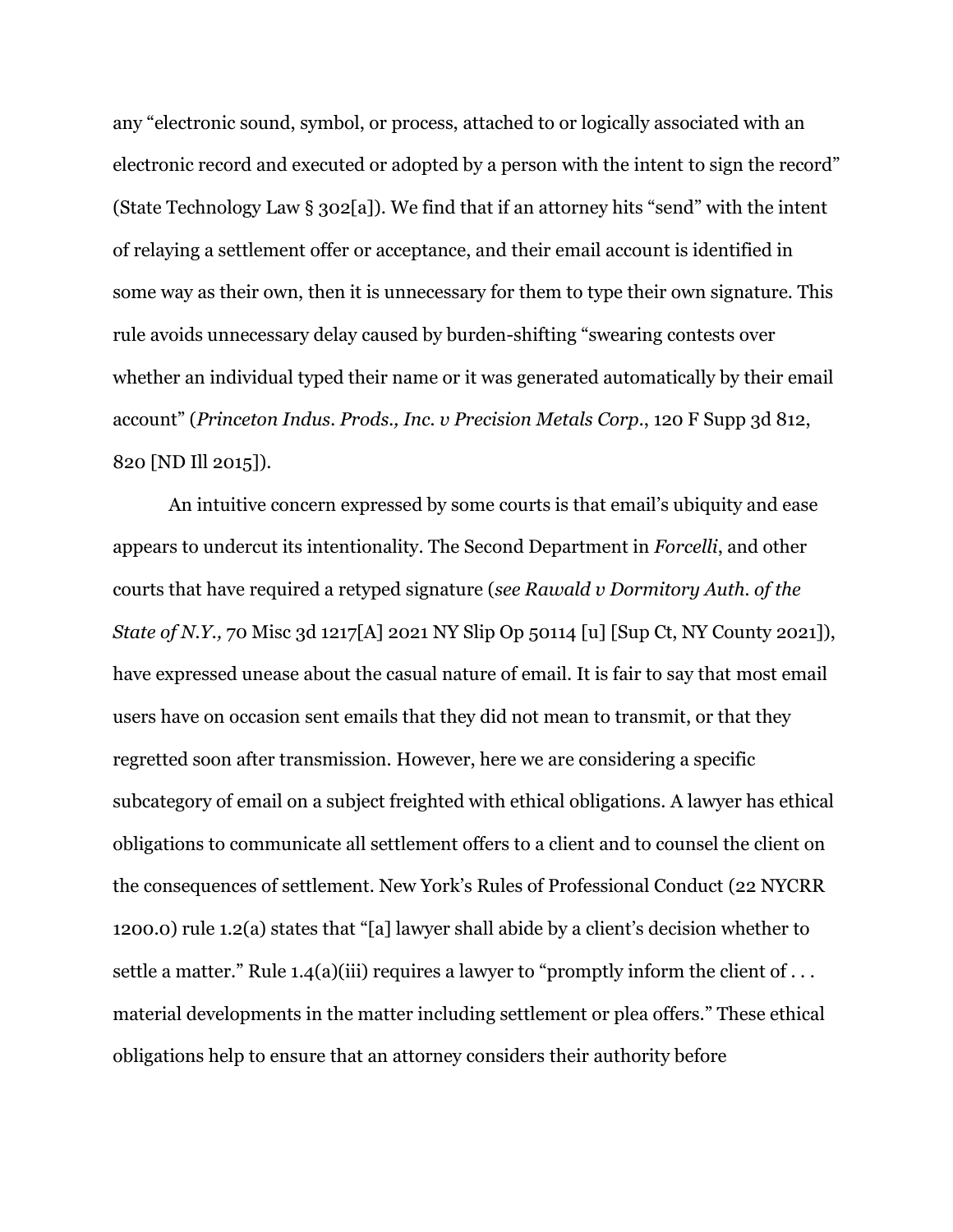any "electronic sound, symbol, or process, attached to or logically associated with an electronic record and executed or adopted by a person with the intent to sign the record" (State Technology Law § 302[a]). We find that if an attorney hits "send" with the intent of relaying a settlement offer or acceptance, and their email account is identified in some way as their own, then it is unnecessary for them to type their own signature. This rule avoids unnecessary delay caused by burden-shifting "swearing contests over whether an individual typed their name or it was generated automatically by their email account" (*Princeton Indus. Prods., Inc. v Precision Metals Corp.*, 120 F Supp 3d 812, 820 [ND Ill 2015]).

An intuitive concern expressed by some courts is that email's ubiquity and ease appears to undercut its intentionality. The Second Department in *Forcelli*, and other courts that have required a retyped signature (*see Rawald v Dormitory Auth. of the State of N.Y.,* 70 Misc 3d 1217[A] 2021 NY Slip Op 50114 [u] [Sup Ct, NY County 2021]), have expressed unease about the casual nature of email. It is fair to say that most email users have on occasion sent emails that they did not mean to transmit, or that they regretted soon after transmission. However, here we are considering a specific subcategory of email on a subject freighted with ethical obligations. A lawyer has ethical obligations to communicate all settlement offers to a client and to counsel the client on the consequences of settlement. New York's Rules of Professional Conduct (22 NYCRR 1200.0) rule 1.2(a) states that "[a] lawyer shall abide by a client's decision whether to settle a matter." Rule 1.4(a)(iii) requires a lawyer to "promptly inform the client of . . . material developments in the matter including settlement or plea offers." These ethical obligations help to ensure that an attorney considers their authority before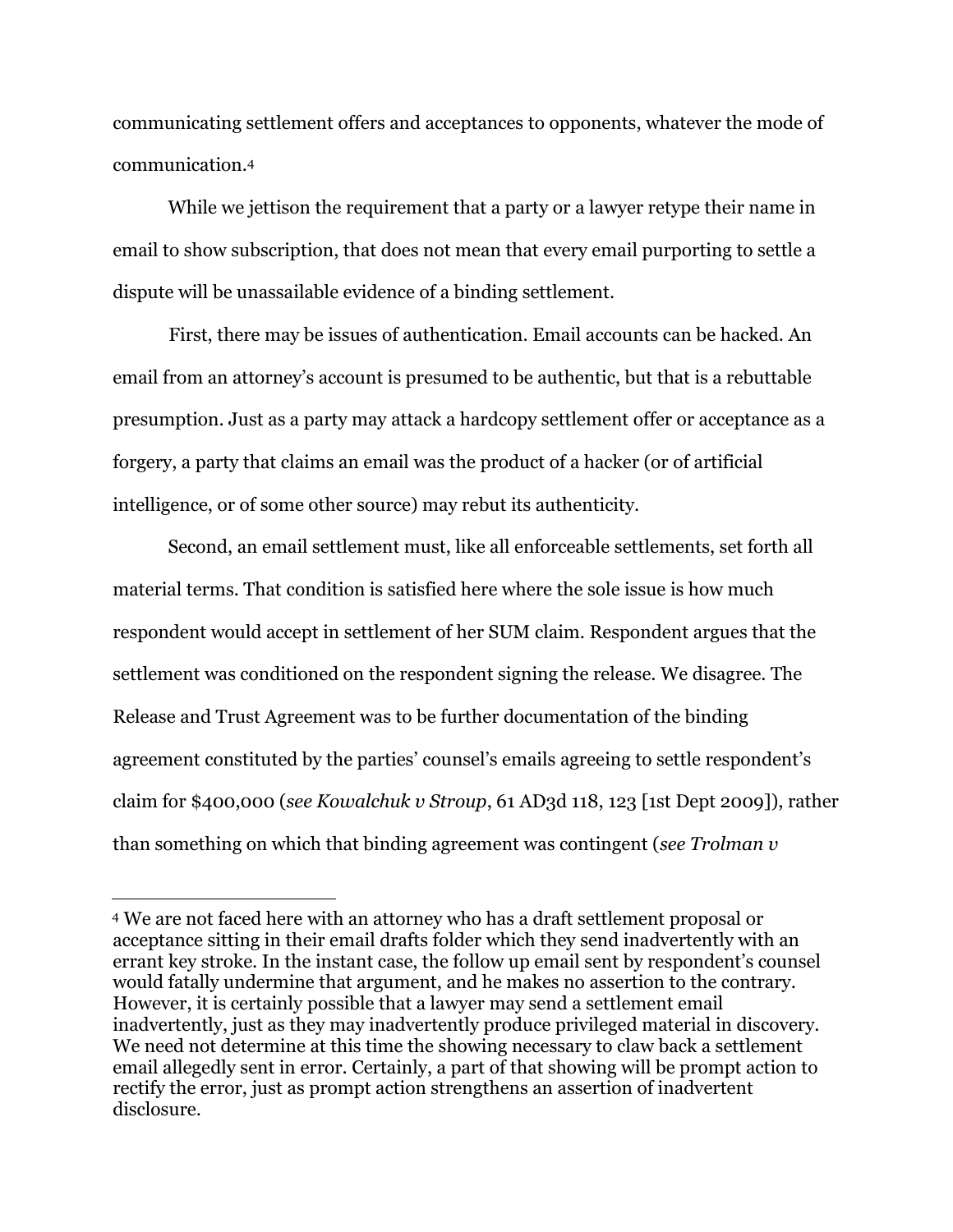communicating settlement offers and acceptances to opponents, whatever the mode of communication.[4]

While we jettison the requirement that a party or a lawyer retype their name in email to show subscription, that does not mean that every email purporting to settle a dispute will be unassailable evidence of a binding settlement.

First, there may be issues of authentication. Email accounts can be hacked. An email from an attorney's account is presumed to be authentic, but that is a rebuttable presumption. Just as a party may attack a hardcopy settlement offer or acceptance as a forgery, a party that claims an email was the product of a hacker (or of artificial intelligence, or of some other source) may rebut its authenticity.

Second, an email settlement must, like all enforceable settlements, set forth all material terms. That condition is satisfied here where the sole issue is how much respondent would accept in settlement of her SUM claim. Respondent argues that the settlement was conditioned on the respondent signing the release. We disagree. The Release and Trust Agreement was to be further documentation of the binding agreement constituted by the parties' counsel's emails agreeing to settle respondent's claim for $400,000 (*see Kowalchuk v Stroup*, 61 AD3d 118, 123 [1st Dept 2009]), rather than something on which that binding agreement was contingent (*see Trolman v*

---

[4] We are not faced here with an attorney who has a draft settlement proposal or acceptance sitting in their email drafts folder which they send inadvertently with an errant key stroke. In the instant case, the follow up email sent by respondent's counsel would fatally undermine that argument, and he makes no assertion to the contrary. However, it is certainly possible that a lawyer may send a settlement email inadvertently, just as they may inadvertently produce privileged material in discovery. We need not determine at this time the showing necessary to claw back a settlement email allegedly sent in error. Certainly, a part of that showing will be prompt action to rectify the error, just as prompt action strengthens an assertion of inadvertent disclosure.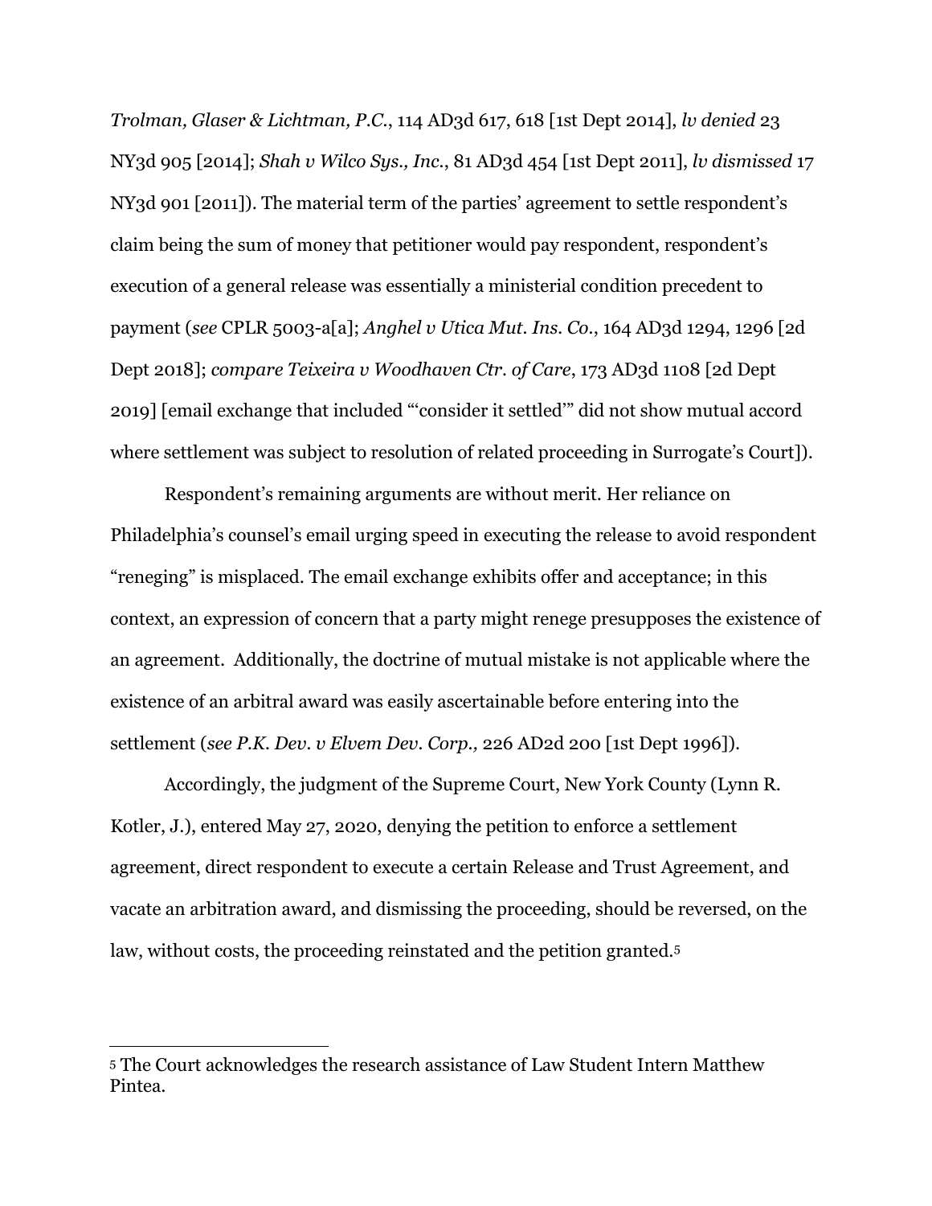*Trolman, Glaser & Lichtman, P.C.*, 114 AD3d 617, 618 [1st Dept 2014], *lv denied* 23 NY3d 905 [2014]; *Shah v Wilco Sys., Inc.*, 81 AD3d 454 [1st Dept 2011], *lv dismissed* 17 NY3d 901 [2011]). The material term of the parties' agreement to settle respondent's claim being the sum of money that petitioner would pay respondent, respondent's execution of a general release was essentially a ministerial condition precedent to payment (*see* CPLR 5003-a[a]; *Anghel v Utica Mut. Ins. Co.*, 164 AD3d 1294, 1296 [2d Dept 2018]; *compare Teixeira v Woodhaven Ctr. of Care*, 173 AD3d 1108 [2d Dept 2019] [email exchange that included "'consider it settled'" did not show mutual accord where settlement was subject to resolution of related proceeding in Surrogate's Court]).

Respondent's remaining arguments are without merit. Her reliance on Philadelphia's counsel's email urging speed in executing the release to avoid respondent "reneging" is misplaced. The email exchange exhibits offer and acceptance; in this context, an expression of concern that a party might renege presupposes the existence of an agreement. Additionally, the doctrine of mutual mistake is not applicable where the existence of an arbitral award was easily ascertainable before entering into the settlement (*see P.K. Dev. v Elvem Dev. Corp.,* 226 AD2d 200 [1st Dept 1996]).

Accordingly, the judgment of the Supreme Court, New York County (Lynn R. Kotler, J.), entered May 27, 2020, denying the petition to enforce a settlement agreement, direct respondent to execute a certain Release and Trust Agreement, and vacate an arbitration award, and dismissing the proceeding, should be reversed, on the law, without costs, the proceeding reinstated and the petition granted.[5]

[5] The Court acknowledges the research assistance of Law Student Intern Matthew Pintea.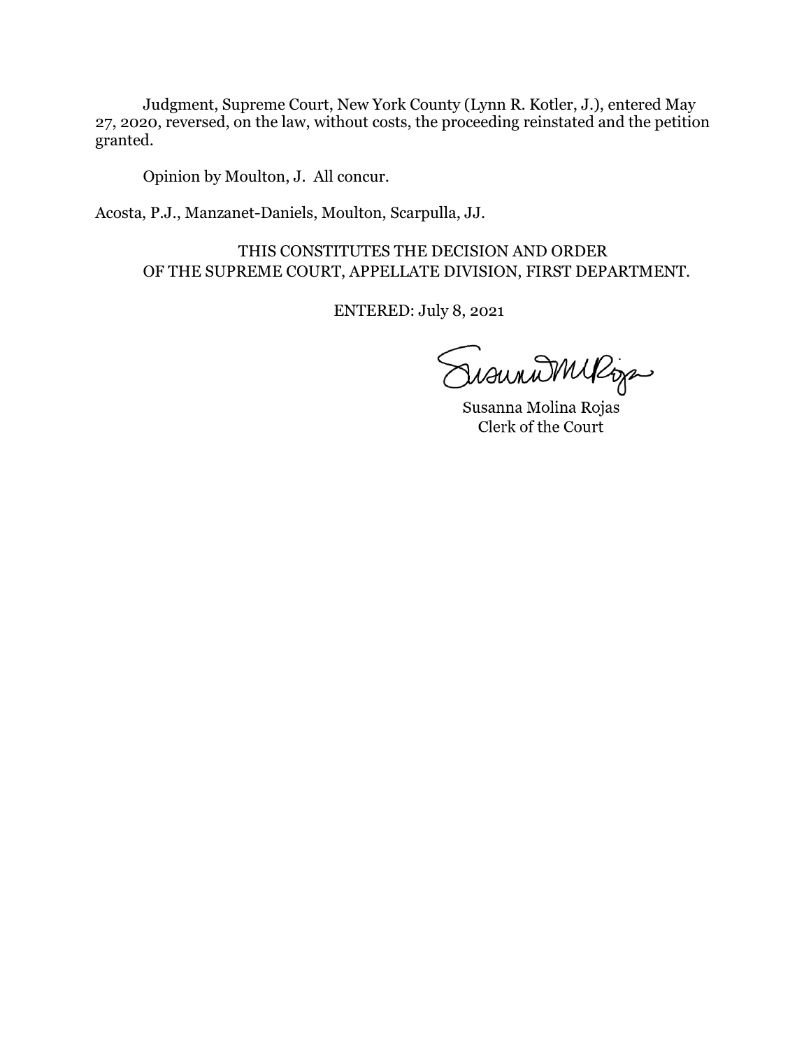Judgment, Supreme Court, New York County (Lynn R. Kotler, J.), entered May 27, 2020, reversed, on the law, without costs, the proceeding reinstated and the petition granted.

Opinion by Moulton, J. All concur.

Acosta, P.J., Manzanet-Daniels, Moulton, Scarpulla, JJ.

THIS CONSTITUTES THE DECISION AND ORDER
OF THE SUPREME COURT, APPELLATE DIVISION, FIRST DEPARTMENT.

ENTERED: July 8, 2021

Susanna Molina Rojas
Clerk of the Court